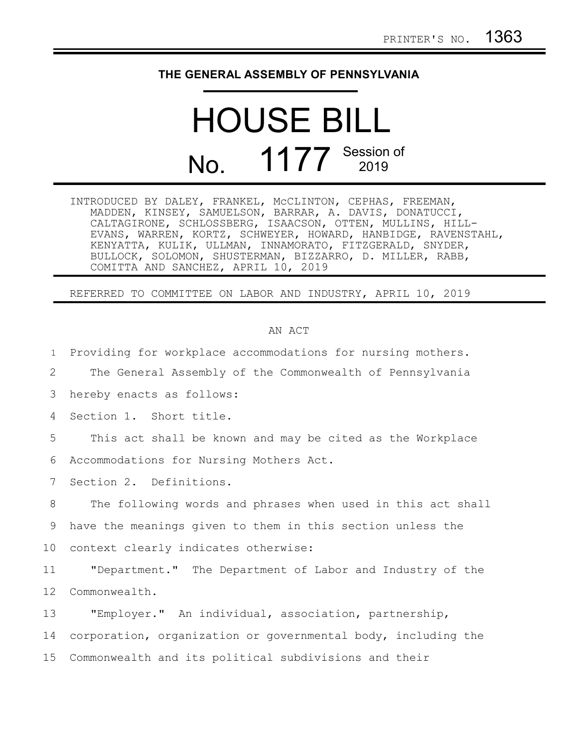PRINTER'S NO. 1363

THE GENERAL ASSEMBLY OF PENNSYLVANIA

# HOUSE BILL

## No. 1177 Session of 2019

INTRODUCED BY DALEY, FRANKEL, McCLINTON, CEPHAS, FREEMAN, MADDEN, KINSEY, SAMUELSON, BARRAR, A. DAVIS, DONATUCCI, CALTAGIRONE, SCHLOSSBERG, ISAACSON, OTTEN, MULLINS, HILL-EVANS, WARREN, KORTZ, SCHWEYER, HOWARD, HANBIDGE, RAVENSTAHL, KENYATTA, KULIK, ULLMAN, INNAMORATO, FITZGERALD, SNYDER, BULLOCK, SOLOMON, SHUSTERMAN, BIZZARRO, D. MILLER, RABB, COMITTA AND SANCHEZ, APRIL 10, 2019

REFERRED TO COMMITTEE ON LABOR AND INDUSTRY, APRIL 10, 2019

AN ACT

Providing for workplace accommodations for nursing mothers.

The General Assembly of the Commonwealth of Pennsylvania hereby enacts as follows:

Section 1. Short title.

This act shall be known and may be cited as the Workplace Accommodations for Nursing Mothers Act.

Section 2. Definitions.

The following words and phrases when used in this act shall have the meanings given to them in this section unless the context clearly indicates otherwise:

"Department." The Department of Labor and Industry of the Commonwealth.

"Employer." An individual, association, partnership, corporation, organization or governmental body, including the Commonwealth and its political subdivisions and their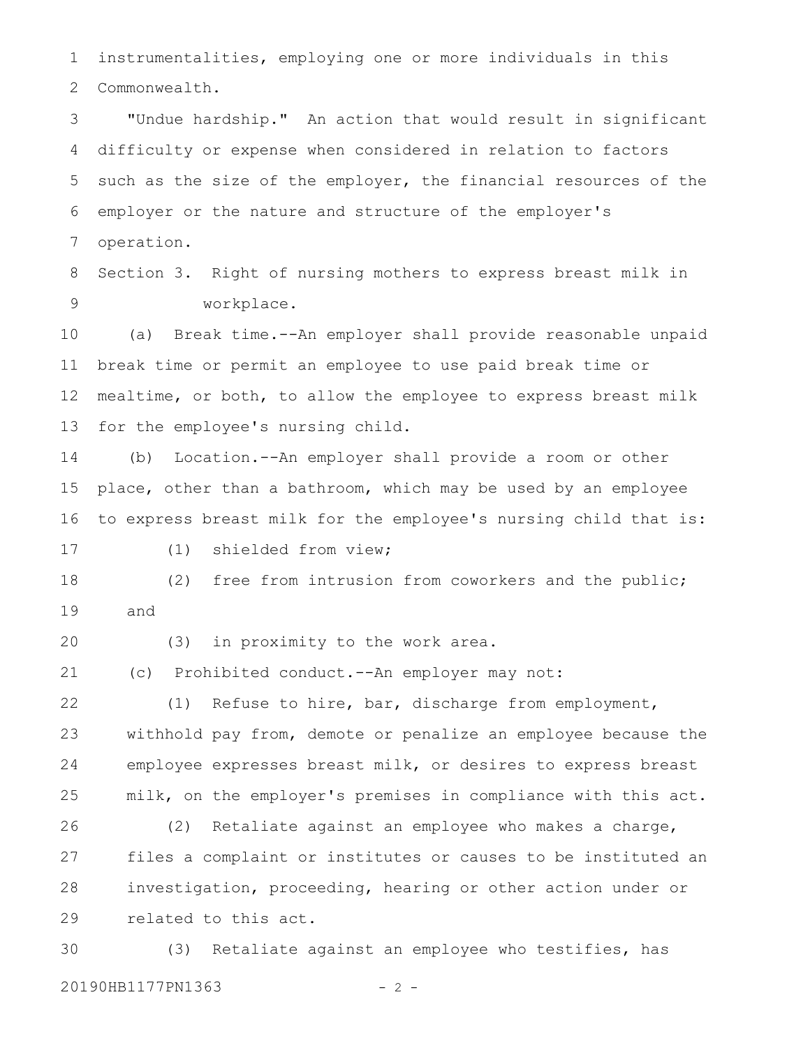instrumentalities, employing one or more individuals in this Commonwealth.

"Undue hardship." An action that would result in significant difficulty or expense when considered in relation to factors such as the size of the employer, the financial resources of the employer or the nature and structure of the employer's operation.

Section 3. Right of nursing mothers to express breast milk in workplace.

(a) Break time.--An employer shall provide reasonable unpaid break time or permit an employee to use paid break time or mealtime, or both, to allow the employee to express breast milk for the employee's nursing child.

(b) Location.--An employer shall provide a room or other place, other than a bathroom, which may be used by an employee to express breast milk for the employee's nursing child that is:

(1) shielded from view;

(2) free from intrusion from coworkers and the public; and

(3) in proximity to the work area.

(c) Prohibited conduct.--An employer may not:

(1) Refuse to hire, bar, discharge from employment, withhold pay from, demote or penalize an employee because the employee expresses breast milk, or desires to express breast milk, on the employer's premises in compliance with this act.

(2) Retaliate against an employee who makes a charge, files a complaint or institutes or causes to be instituted an investigation, proceeding, hearing or other action under or related to this act.

(3) Retaliate against an employee who testifies, has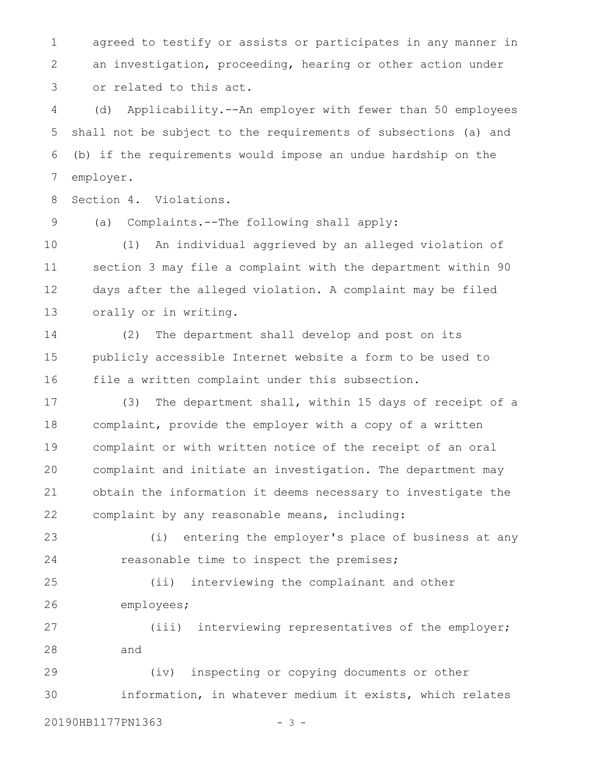agreed to testify or assists or participates in any manner in an investigation, proceeding, hearing or other action under or related to this act.

(d) Applicability.--An employer with fewer than 50 employees shall not be subject to the requirements of subsections (a) and (b) if the requirements would impose an undue hardship on the employer.

Section 4. Violations.

(a) Complaints.--The following shall apply:

(1) An individual aggrieved by an alleged violation of section 3 may file a complaint with the department within 90 days after the alleged violation. A complaint may be filed orally or in writing.

(2) The department shall develop and post on its publicly accessible Internet website a form to be used to file a written complaint under this subsection.

(3) The department shall, within 15 days of receipt of a complaint, provide the employer with a copy of a written complaint or with written notice of the receipt of an oral complaint and initiate an investigation. The department may obtain the information it deems necessary to investigate the complaint by any reasonable means, including:

(i) entering the employer's place of business at any reasonable time to inspect the premises;

(ii) interviewing the complainant and other employees;

(iii) interviewing representatives of the employer; and

(iv) inspecting or copying documents or other information, in whatever medium it exists, which relates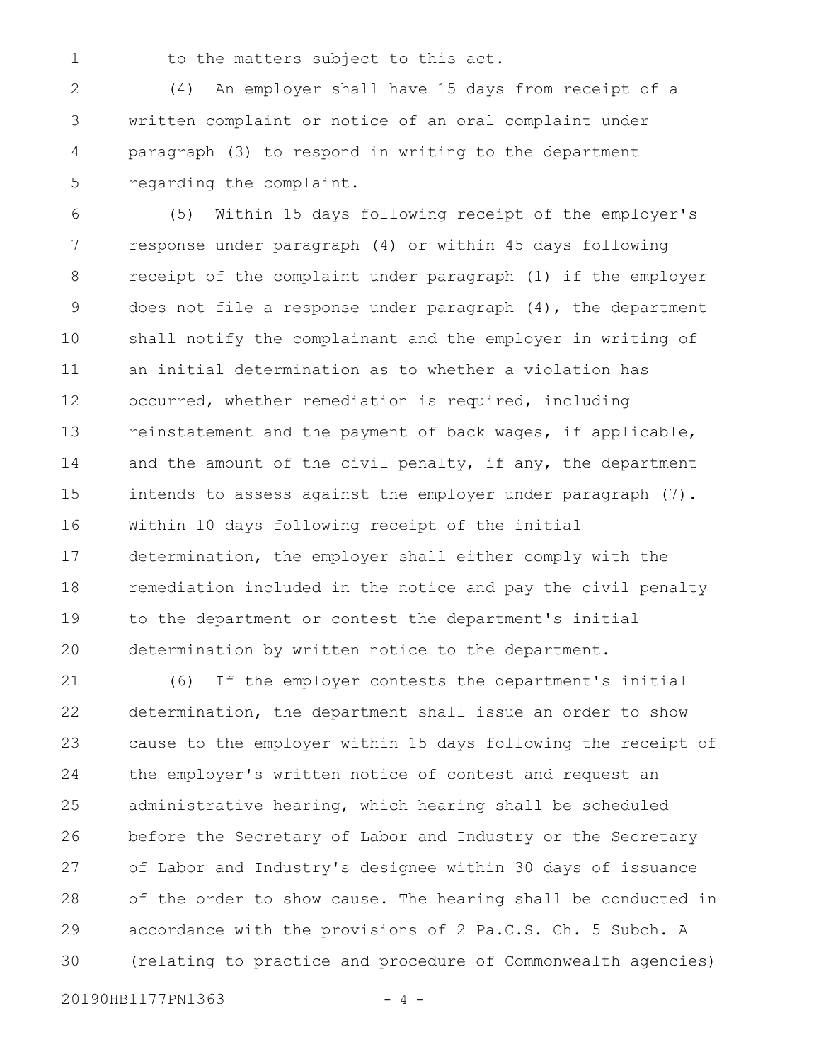to the matters subject to this act.

(4) An employer shall have 15 days from receipt of a written complaint or notice of an oral complaint under paragraph (3) to respond in writing to the department regarding the complaint.

(5) Within 15 days following receipt of the employer's response under paragraph (4) or within 45 days following receipt of the complaint under paragraph (1) if the employer does not file a response under paragraph (4), the department shall notify the complainant and the employer in writing of an initial determination as to whether a violation has occurred, whether remediation is required, including reinstatement and the payment of back wages, if applicable, and the amount of the civil penalty, if any, the department intends to assess against the employer under paragraph (7). Within 10 days following receipt of the initial determination, the employer shall either comply with the remediation included in the notice and pay the civil penalty to the department or contest the department's initial determination by written notice to the department.

(6) If the employer contests the department's initial determination, the department shall issue an order to show cause to the employer within 15 days following the receipt of the employer's written notice of contest and request an administrative hearing, which hearing shall be scheduled before the Secretary of Labor and Industry or the Secretary of Labor and Industry's designee within 30 days of issuance of the order to show cause. The hearing shall be conducted in accordance with the provisions of 2 Pa.C.S. Ch. 5 Subch. A (relating to practice and procedure of Commonwealth agencies)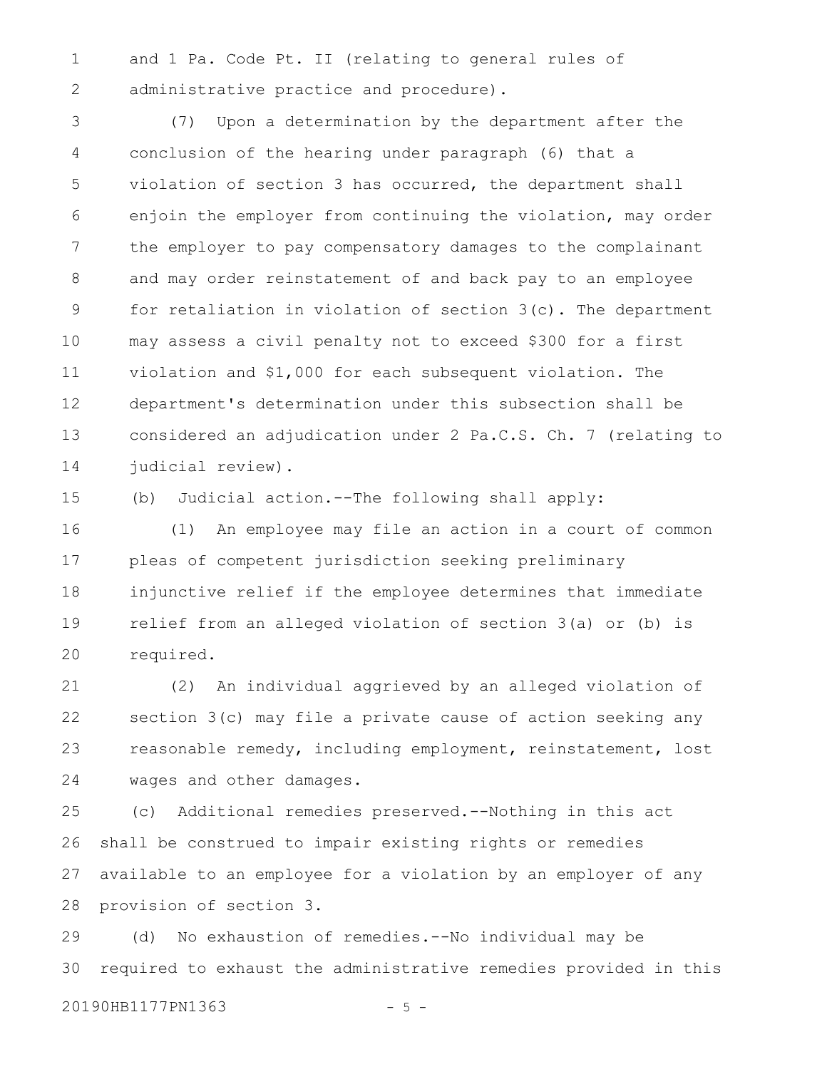and 1 Pa. Code Pt. II (relating to general rules of administrative practice and procedure).

(7) Upon a determination by the department after the conclusion of the hearing under paragraph (6) that a violation of section 3 has occurred, the department shall enjoin the employer from continuing the violation, may order the employer to pay compensatory damages to the complainant and may order reinstatement of and back pay to an employee for retaliation in violation of section 3(c). The department may assess a civil penalty not to exceed $300 for a first violation and $1,000 for each subsequent violation. The department's determination under this subsection shall be considered an adjudication under 2 Pa.C.S. Ch. 7 (relating to judicial review).

(b) Judicial action.--The following shall apply:

(1) An employee may file an action in a court of common pleas of competent jurisdiction seeking preliminary injunctive relief if the employee determines that immediate relief from an alleged violation of section 3(a) or (b) is required.

(2) An individual aggrieved by an alleged violation of section 3(c) may file a private cause of action seeking any reasonable remedy, including employment, reinstatement, lost wages and other damages.

(c) Additional remedies preserved.--Nothing in this act shall be construed to impair existing rights or remedies available to an employee for a violation by an employer of any provision of section 3.

(d) No exhaustion of remedies.--No individual may be required to exhaust the administrative remedies provided in this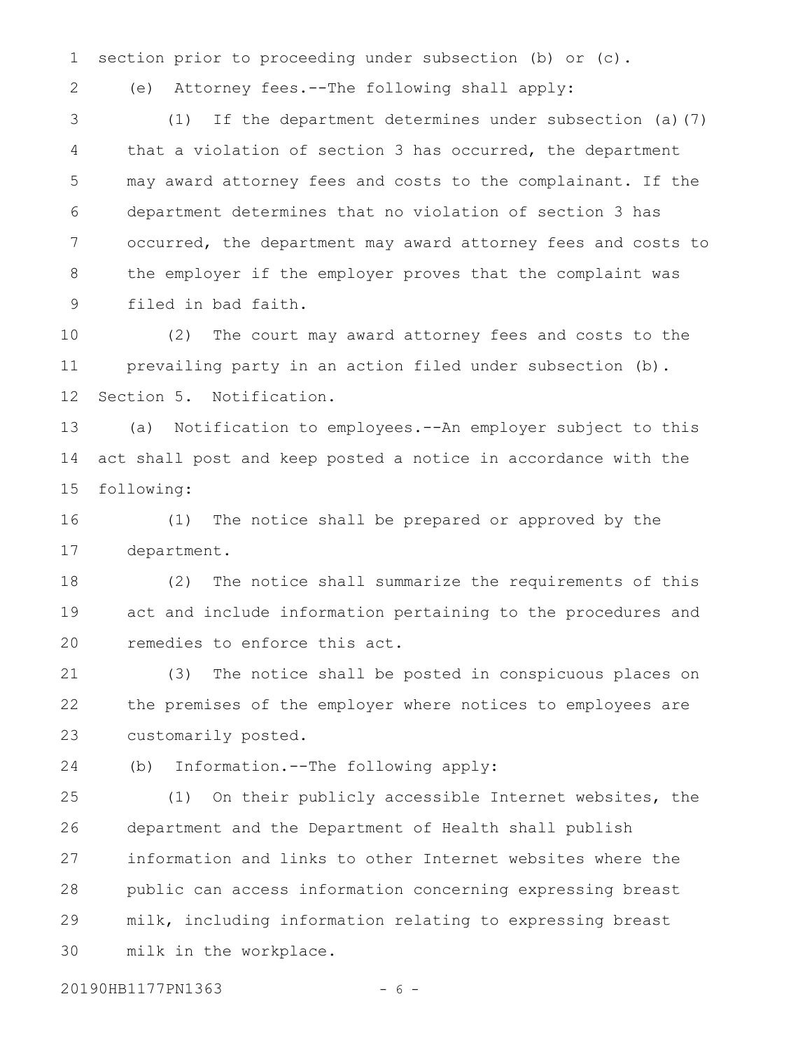section prior to proceeding under subsection (b) or (c).

(e) Attorney fees.--The following shall apply:

(1) If the department determines under subsection (a)(7) that a violation of section 3 has occurred, the department may award attorney fees and costs to the complainant. If the department determines that no violation of section 3 has occurred, the department may award attorney fees and costs to the employer if the employer proves that the complaint was filed in bad faith.

(2) The court may award attorney fees and costs to the prevailing party in an action filed under subsection (b).

Section 5. Notification.

(a) Notification to employees.--An employer subject to this act shall post and keep posted a notice in accordance with the following:

(1) The notice shall be prepared or approved by the department.

(2) The notice shall summarize the requirements of this act and include information pertaining to the procedures and remedies to enforce this act.

(3) The notice shall be posted in conspicuous places on the premises of the employer where notices to employees are customarily posted.

(b) Information.--The following apply:

(1) On their publicly accessible Internet websites, the department and the Department of Health shall publish information and links to other Internet websites where the public can access information concerning expressing breast milk, including information relating to expressing breast milk in the workplace.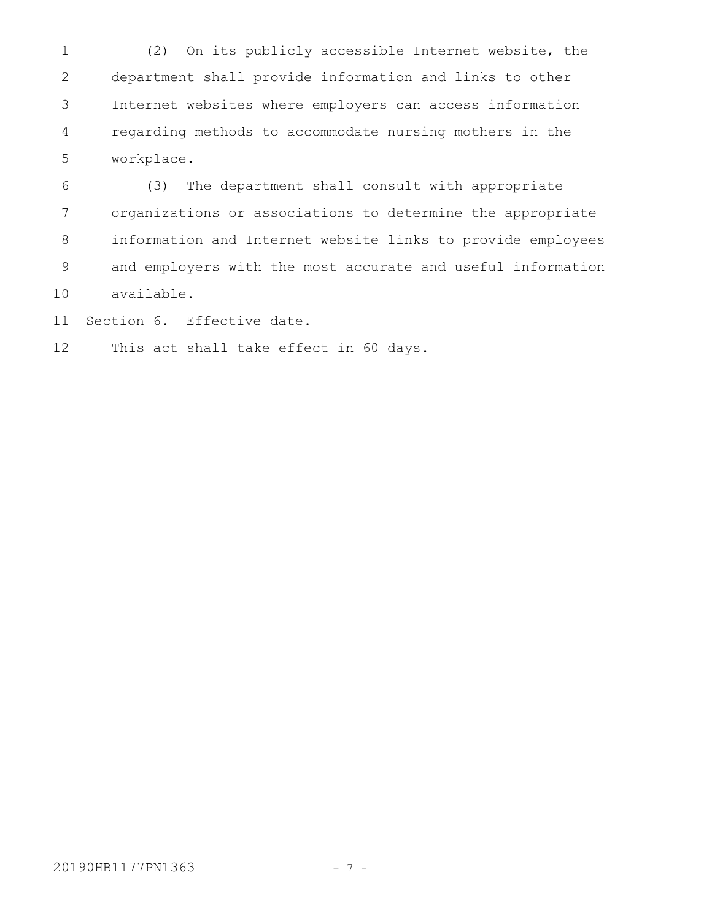(2) On its publicly accessible Internet website, the department shall provide information and links to other Internet websites where employers can access information regarding methods to accommodate nursing mothers in the workplace.

(3) The department shall consult with appropriate organizations or associations to determine the appropriate information and Internet website links to provide employees and employers with the most accurate and useful information available.

Section 6. Effective date.

This act shall take effect in 60 days.